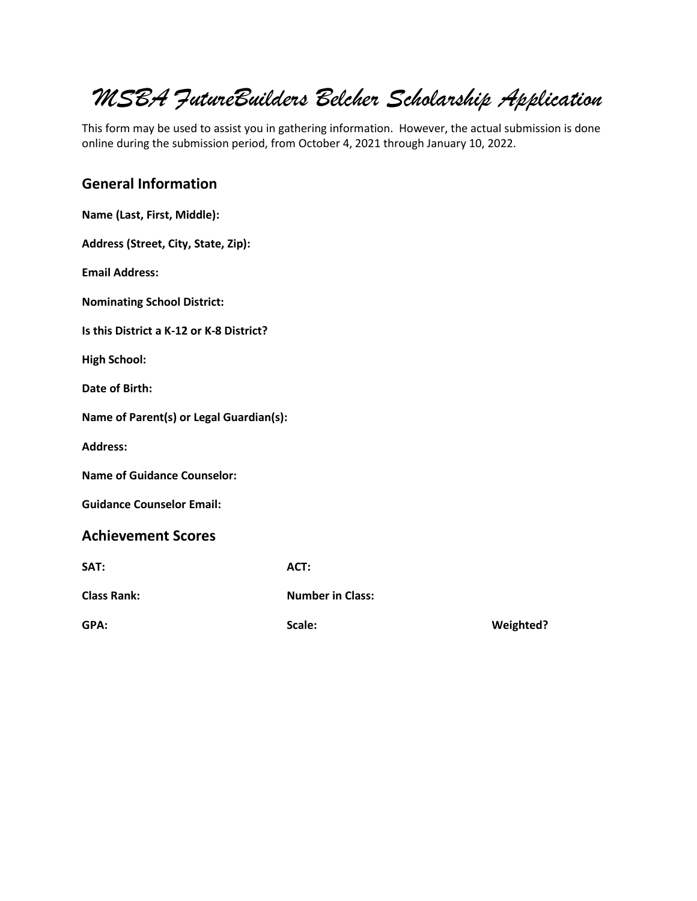# *MSBA FutureBuilders Belcher Scholarship Application*

This form may be used to assist you in gathering information. However, the actual submission is done online during the submission period, from October 4, 2021 through January 10, 2022.

## General Information

**Name (Last, First, Middle):**

**Address (Street, City, State, Zip):**

**Email Address:**

**Nominating School District:**

**Is this District a K-12 or K-8 District?**

**High School:**

**Date of Birth:**

**Name of Parent(s) or Legal Guardian(s):**

**Address:**

**Name of Guidance Counselor:**

**Guidance Counselor Email:**

## Achievement Scores

**SAT:** **ACT:**

**Class Rank:** **Number in Class:**

**GPA:** **Scale:** **Weighted?**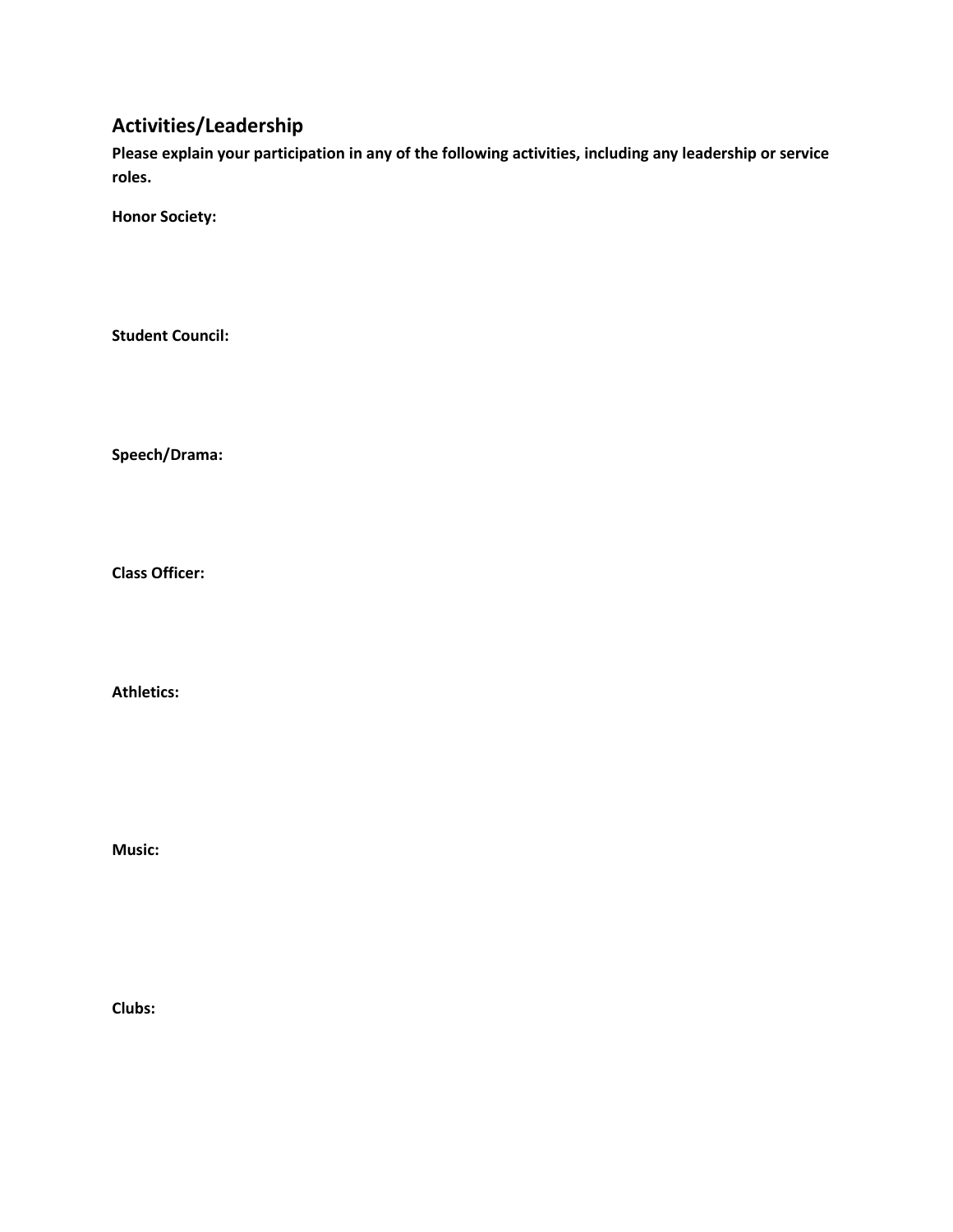## Activities/Leadership

**Please explain your participation in any of the following activities, including any leadership or service roles.**

**Honor Society:**

**Student Council:**

**Speech/Drama:**

**Class Officer:**

**Athletics:**

**Music:**

**Clubs:**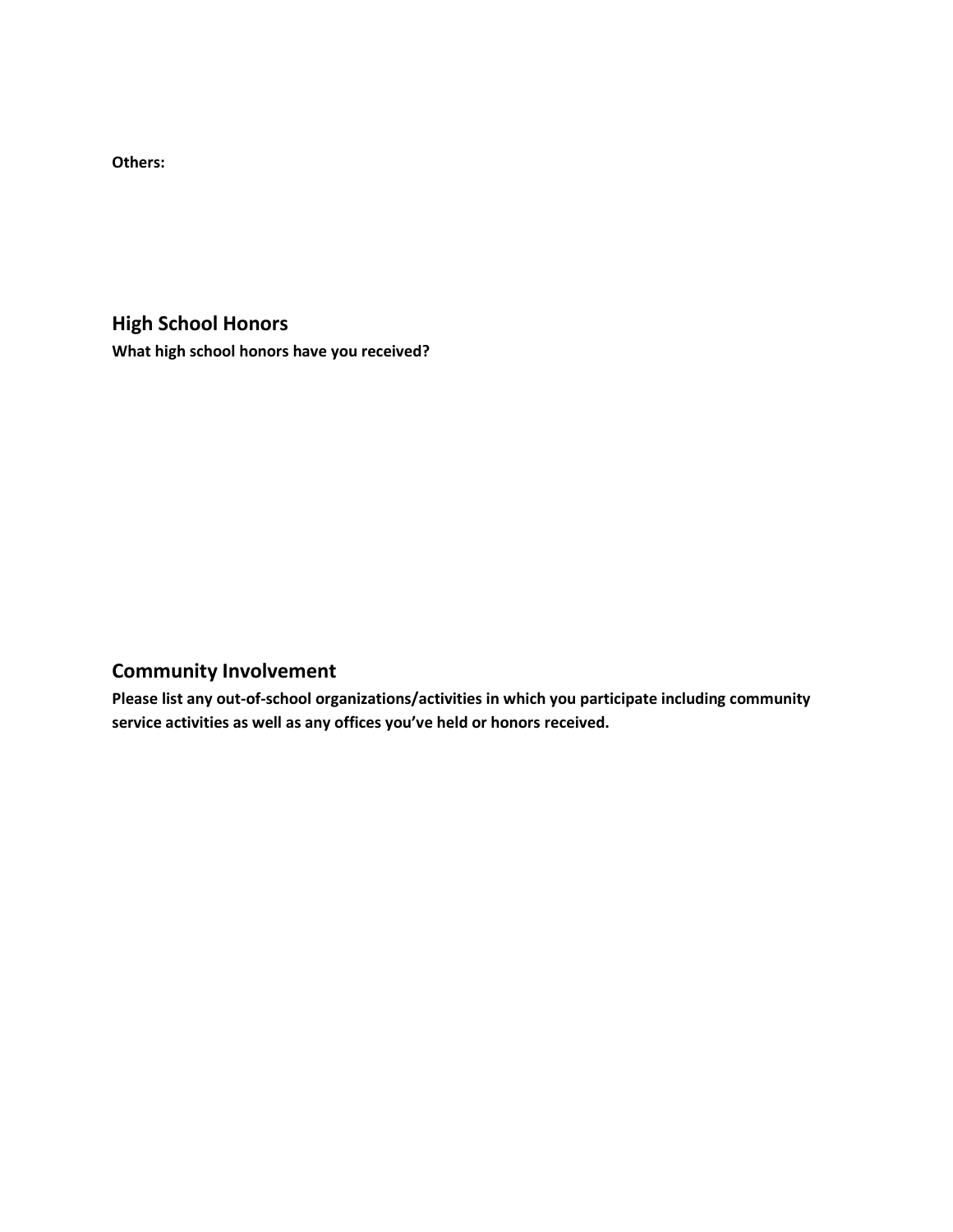**Others:**

## High School Honors

**What high school honors have you received?**

## Community Involvement

**Please list any out-of-school organizations/activities in which you participate including community service activities as well as any offices you've held or honors received.**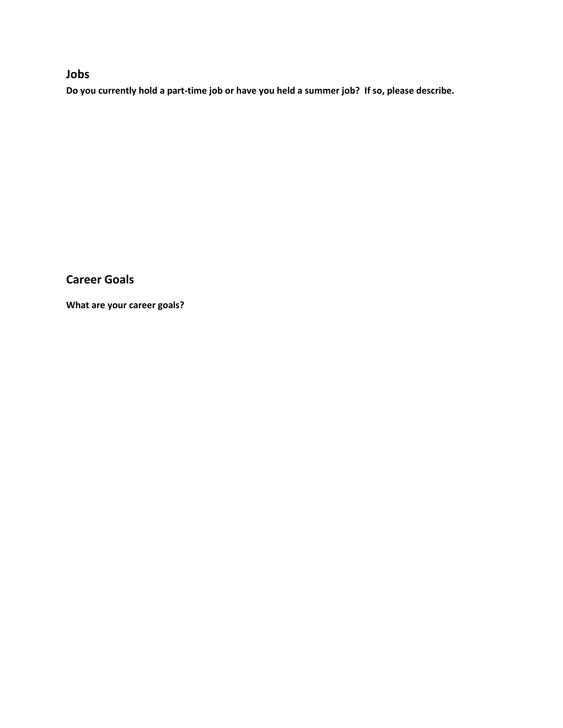## Jobs

**Do you currently hold a part-time job or have you held a summer job? If so, please describe.**

## Career Goals

**What are your career goals?**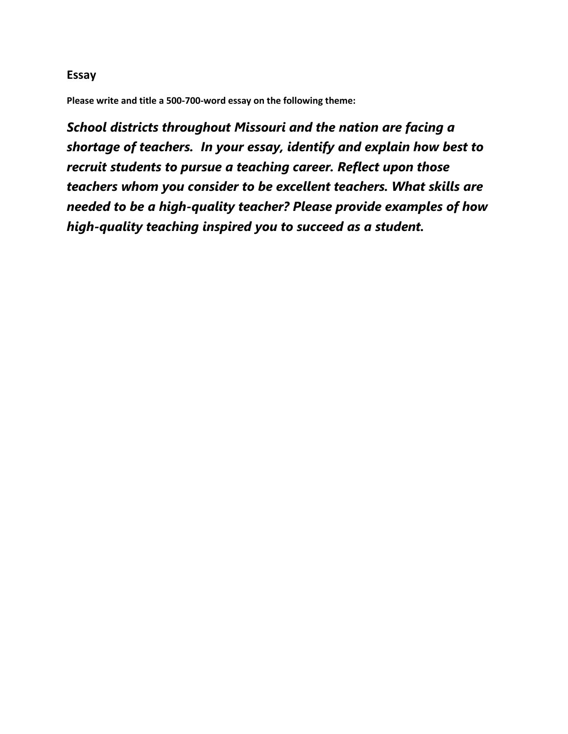## Essay

**Please write and title a 500-700-word essay on the following theme:**

***School districts throughout Missouri and the nation are facing a shortage of teachers. In your essay, identify and explain how best to recruit students to pursue a teaching career. Reflect upon those teachers whom you consider to be excellent teachers. What skills are needed to be a high-quality teacher? Please provide examples of how high-quality teaching inspired you to succeed as a student.***